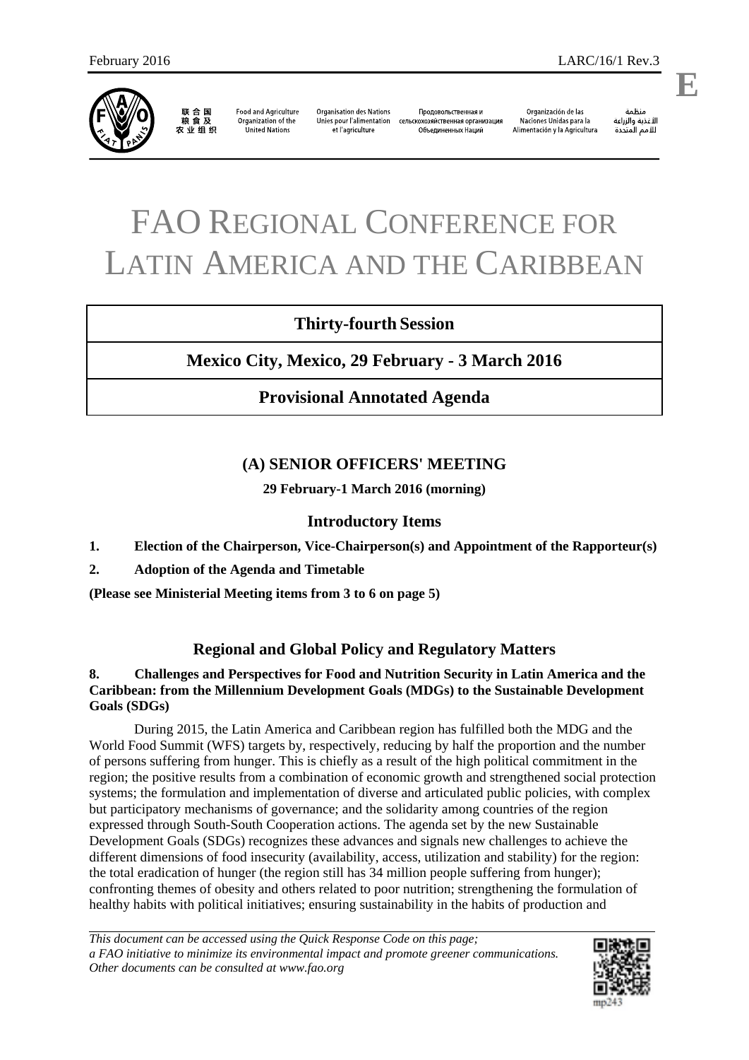February 2016 LARC/16/1 Rev.3

E

联 合 国
粮 食 及
农 业 组 织

Food and Agriculture Organization of the United Nations

Organisation des Nations Unies pour l'alimentation et l'agriculture

Продовольственная и сельскохозяйственная организация Объединенных Наций

Organización de las Naciones Unidas para la Alimentación y la Agricultura

منظمة الأغذية والزراعة للأمم المتحدة

# FAO REGIONAL CONFERENCE FOR LATIN AMERICA AND THE CARIBBEAN

**Thirty-fourth Session**

**Mexico City, Mexico, 29 February - 3 March 2016**

**Provisional Annotated Agenda**

## (A) SENIOR OFFICERS' MEETING

**29 February-1 March 2016 (morning)**

### Introductory Items

**1. Election of the Chairperson, Vice-Chairperson(s) and Appointment of the Rapporteur(s)**

**2. Adoption of the Agenda and Timetable**

**(Please see Ministerial Meeting items from 3 to 6 on page 5)**

### Regional and Global Policy and Regulatory Matters

**8. Challenges and Perspectives for Food and Nutrition Security in Latin America and the Caribbean: from the Millennium Development Goals (MDGs) to the Sustainable Development Goals (SDGs)**

During 2015, the Latin America and Caribbean region has fulfilled both the MDG and the World Food Summit (WFS) targets by, respectively, reducing by half the proportion and the number of persons suffering from hunger. This is chiefly as a result of the high political commitment in the region; the positive results from a combination of economic growth and strengthened social protection systems; the formulation and implementation of diverse and articulated public policies, with complex but participatory mechanisms of governance; and the solidarity among countries of the region expressed through South-South Cooperation actions. The agenda set by the new Sustainable Development Goals (SDGs) recognizes these advances and signals new challenges to achieve the different dimensions of food insecurity (availability, access, utilization and stability) for the region: the total eradication of hunger (the region still has 34 million people suffering from hunger); confronting themes of obesity and others related to poor nutrition; strengthening the formulation of healthy habits with political initiatives; ensuring sustainability in the habits of production and

*This document can be accessed using the Quick Response Code on this page; a FAO initiative to minimize its environmental impact and promote greener communications. Other documents can be consulted at www.fao.org*

mp243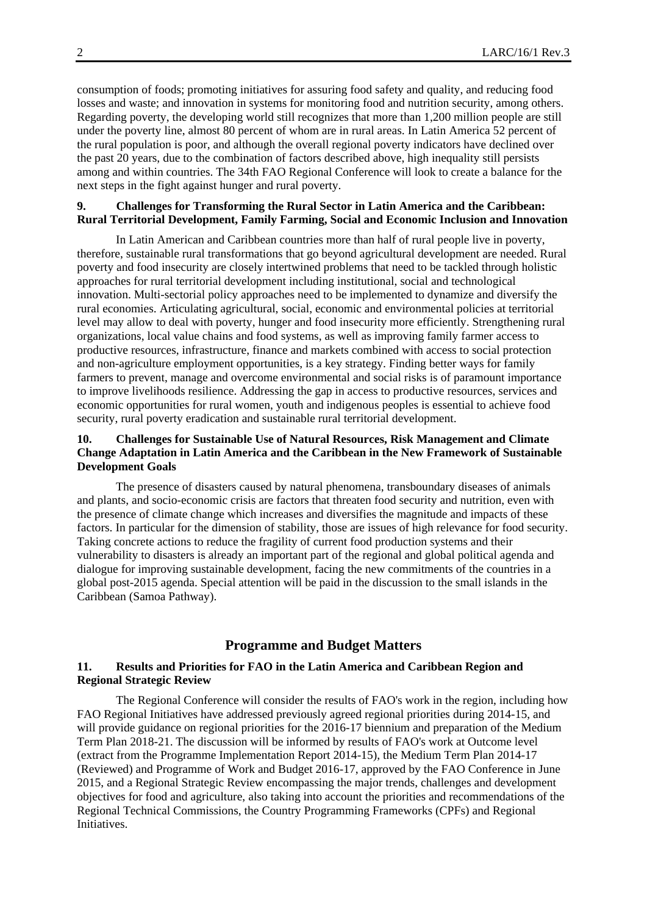consumption of foods; promoting initiatives for assuring food safety and quality, and reducing food losses and waste; and innovation in systems for monitoring food and nutrition security, among others. Regarding poverty, the developing world still recognizes that more than 1,200 million people are still under the poverty line, almost 80 percent of whom are in rural areas. In Latin America 52 percent of the rural population is poor, and although the overall regional poverty indicators have declined over the past 20 years, due to the combination of factors described above, high inequality still persists among and within countries. The 34th FAO Regional Conference will look to create a balance for the next steps in the fight against hunger and rural poverty.

**9. Challenges for Transforming the Rural Sector in Latin America and the Caribbean: Rural Territorial Development, Family Farming, Social and Economic Inclusion and Innovation**

In Latin American and Caribbean countries more than half of rural people live in poverty, therefore, sustainable rural transformations that go beyond agricultural development are needed. Rural poverty and food insecurity are closely intertwined problems that need to be tackled through holistic approaches for rural territorial development including institutional, social and technological innovation. Multi-sectorial policy approaches need to be implemented to dynamize and diversify the rural economies. Articulating agricultural, social, economic and environmental policies at territorial level may allow to deal with poverty, hunger and food insecurity more efficiently. Strengthening rural organizations, local value chains and food systems, as well as improving family farmer access to productive resources, infrastructure, finance and markets combined with access to social protection and non-agriculture employment opportunities, is a key strategy. Finding better ways for family farmers to prevent, manage and overcome environmental and social risks is of paramount importance to improve livelihoods resilience. Addressing the gap in access to productive resources, services and economic opportunities for rural women, youth and indigenous peoples is essential to achieve food security, rural poverty eradication and sustainable rural territorial development.

**10. Challenges for Sustainable Use of Natural Resources, Risk Management and Climate Change Adaptation in Latin America and the Caribbean in the New Framework of Sustainable Development Goals**

The presence of disasters caused by natural phenomena, transboundary diseases of animals and plants, and socio-economic crisis are factors that threaten food security and nutrition, even with the presence of climate change which increases and diversifies the magnitude and impacts of these factors. In particular for the dimension of stability, those are issues of high relevance for food security. Taking concrete actions to reduce the fragility of current food production systems and their vulnerability to disasters is already an important part of the regional and global political agenda and dialogue for improving sustainable development, facing the new commitments of the countries in a global post-2015 agenda. Special attention will be paid in the discussion to the small islands in the Caribbean (Samoa Pathway).

## Programme and Budget Matters

**11. Results and Priorities for FAO in the Latin America and Caribbean Region and Regional Strategic Review**

The Regional Conference will consider the results of FAO's work in the region, including how FAO Regional Initiatives have addressed previously agreed regional priorities during 2014-15, and will provide guidance on regional priorities for the 2016-17 biennium and preparation of the Medium Term Plan 2018-21. The discussion will be informed by results of FAO's work at Outcome level (extract from the Programme Implementation Report 2014-15), the Medium Term Plan 2014-17 (Reviewed) and Programme of Work and Budget 2016-17, approved by the FAO Conference in June 2015, and a Regional Strategic Review encompassing the major trends, challenges and development objectives for food and agriculture, also taking into account the priorities and recommendations of the Regional Technical Commissions, the Country Programming Frameworks (CPFs) and Regional Initiatives.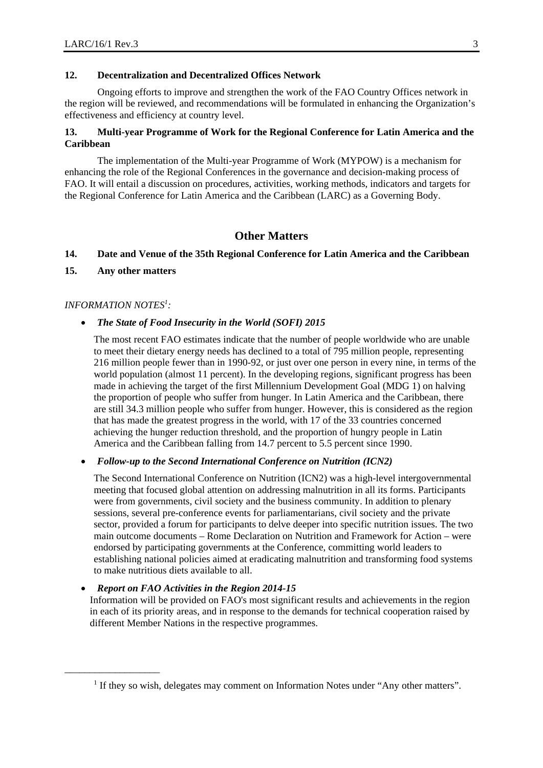**12. Decentralization and Decentralized Offices Network**

Ongoing efforts to improve and strengthen the work of the FAO Country Offices network in the region will be reviewed, and recommendations will be formulated in enhancing the Organization's effectiveness and efficiency at country level.

**13. Multi-year Programme of Work for the Regional Conference for Latin America and the Caribbean**

The implementation of the Multi-year Programme of Work (MYPOW) is a mechanism for enhancing the role of the Regional Conferences in the governance and decision-making process of FAO. It will entail a discussion on procedures, activities, working methods, indicators and targets for the Regional Conference for Latin America and the Caribbean (LARC) as a Governing Body.

## Other Matters

**14. Date and Venue of the 35th Regional Conference for Latin America and the Caribbean**

**15. Any other matters**

*INFORMATION NOTES[1]:*

- ***The State of Food Insecurity in the World (SOFI) 2015***

  The most recent FAO estimates indicate that the number of people worldwide who are unable to meet their dietary energy needs has declined to a total of 795 million people, representing 216 million people fewer than in 1990-92, or just over one person in every nine, in terms of the world population (almost 11 percent). In the developing regions, significant progress has been made in achieving the target of the first Millennium Development Goal (MDG 1) on halving the proportion of people who suffer from hunger. In Latin America and the Caribbean, there are still 34.3 million people who suffer from hunger. However, this is considered as the region that has made the greatest progress in the world, with 17 of the 33 countries concerned achieving the hunger reduction threshold, and the proportion of hungry people in Latin America and the Caribbean falling from 14.7 percent to 5.5 percent since 1990.

- ***Follow-up to the Second International Conference on Nutrition (ICN2)***

  The Second International Conference on Nutrition (ICN2) was a high-level intergovernmental meeting that focused global attention on addressing malnutrition in all its forms. Participants were from governments, civil society and the business community. In addition to plenary sessions, several pre-conference events for parliamentarians, civil society and the private sector, provided a forum for participants to delve deeper into specific nutrition issues. The two main outcome documents – Rome Declaration on Nutrition and Framework for Action – were endorsed by participating governments at the Conference, committing world leaders to establishing national policies aimed at eradicating malnutrition and transforming food systems to make nutritious diets available to all.

- ***Report on FAO Activities in the Region 2014-15***

  Information will be provided on FAO's most significant results and achievements in the region in each of its priority areas, and in response to the demands for technical cooperation raised by different Member Nations in the respective programmes.

---

[1] If they so wish, delegates may comment on Information Notes under "Any other matters".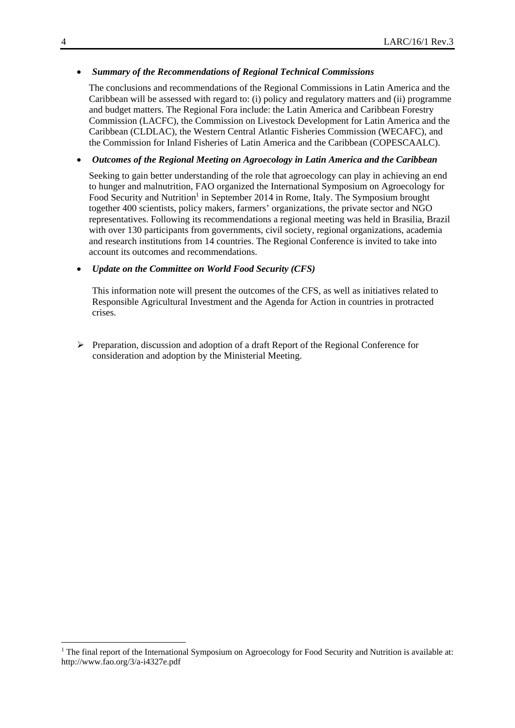- ***Summary of the Recommendations of Regional Technical Commissions***

  The conclusions and recommendations of the Regional Commissions in Latin America and the Caribbean will be assessed with regard to: (i) policy and regulatory matters and (ii) programme and budget matters. The Regional Fora include: the Latin America and Caribbean Forestry Commission (LACFC), the Commission on Livestock Development for Latin America and the Caribbean (CLDLAC), the Western Central Atlantic Fisheries Commission (WECAFC), and the Commission for Inland Fisheries of Latin America and the Caribbean (COPESCAALC).

- ***Outcomes of the Regional Meeting on Agroecology in Latin America and the Caribbean***

  Seeking to gain better understanding of the role that agroecology can play in achieving an end to hunger and malnutrition, FAO organized the International Symposium on Agroecology for Food Security and Nutrition[1] in September 2014 in Rome, Italy. The Symposium brought together 400 scientists, policy makers, farmers' organizations, the private sector and NGO representatives. Following its recommendations a regional meeting was held in Brasilia, Brazil with over 130 participants from governments, civil society, regional organizations, academia and research institutions from 14 countries. The Regional Conference is invited to take into account its outcomes and recommendations.

- ***Update on the Committee on World Food Security (CFS)***

  This information note will present the outcomes of the CFS, as well as initiatives related to Responsible Agricultural Investment and the Agenda for Action in countries in protracted crises.

➢ Preparation, discussion and adoption of a draft Report of the Regional Conference for consideration and adoption by the Ministerial Meeting.

---

[1] The final report of the International Symposium on Agroecology for Food Security and Nutrition is available at: http://www.fao.org/3/a-i4327e.pdf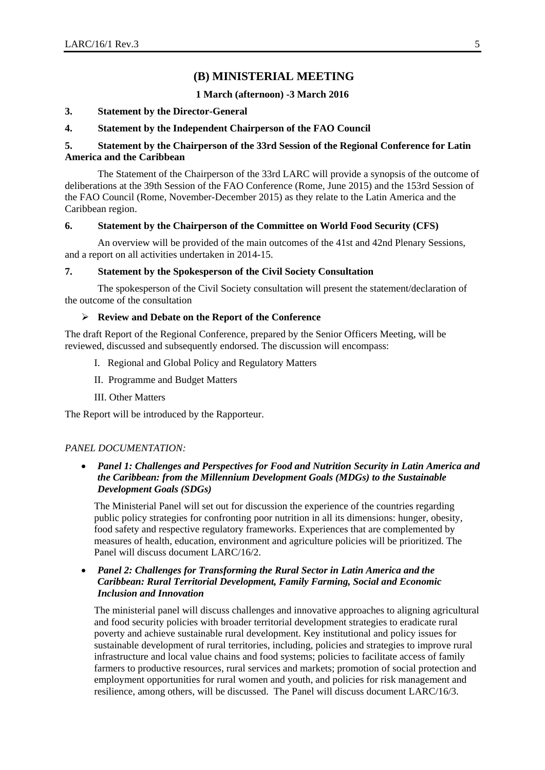## (B) MINISTERIAL MEETING

**1 March (afternoon) -3 March 2016**

**3. Statement by the Director-General**

**4. Statement by the Independent Chairperson of the FAO Council**

**5. Statement by the Chairperson of the 33rd Session of the Regional Conference for Latin America and the Caribbean**

The Statement of the Chairperson of the 33rd LARC will provide a synopsis of the outcome of deliberations at the 39th Session of the FAO Conference (Rome, June 2015) and the 153rd Session of the FAO Council (Rome, November-December 2015) as they relate to the Latin America and the Caribbean region.

**6. Statement by the Chairperson of the Committee on World Food Security (CFS)**

An overview will be provided of the main outcomes of the 41st and 42nd Plenary Sessions, and a report on all activities undertaken in 2014-15.

**7. Statement by the Spokesperson of the Civil Society Consultation**

The spokesperson of the Civil Society consultation will present the statement/declaration of the outcome of the consultation

- **Review and Debate on the Report of the Conference**

The draft Report of the Regional Conference, prepared by the Senior Officers Meeting, will be reviewed, discussed and subsequently endorsed. The discussion will encompass:

I. Regional and Global Policy and Regulatory Matters

II. Programme and Budget Matters

III. Other Matters

The Report will be introduced by the Rapporteur.

*PANEL DOCUMENTATION:*

- ***Panel 1: Challenges and Perspectives for Food and Nutrition Security in Latin America and the Caribbean: from the Millennium Development Goals (MDGs) to the Sustainable Development Goals (SDGs)***

  The Ministerial Panel will set out for discussion the experience of the countries regarding public policy strategies for confronting poor nutrition in all its dimensions: hunger, obesity, food safety and respective regulatory frameworks. Experiences that are complemented by measures of health, education, environment and agriculture policies will be prioritized. The Panel will discuss document LARC/16/2.

- ***Panel 2: Challenges for Transforming the Rural Sector in Latin America and the Caribbean: Rural Territorial Development, Family Farming, Social and Economic Inclusion and Innovation***

  The ministerial panel will discuss challenges and innovative approaches to aligning agricultural and food security policies with broader territorial development strategies to eradicate rural poverty and achieve sustainable rural development. Key institutional and policy issues for sustainable development of rural territories, including, policies and strategies to improve rural infrastructure and local value chains and food systems; policies to facilitate access of family farmers to productive resources, rural services and markets; promotion of social protection and employment opportunities for rural women and youth, and policies for risk management and resilience, among others, will be discussed. The Panel will discuss document LARC/16/3.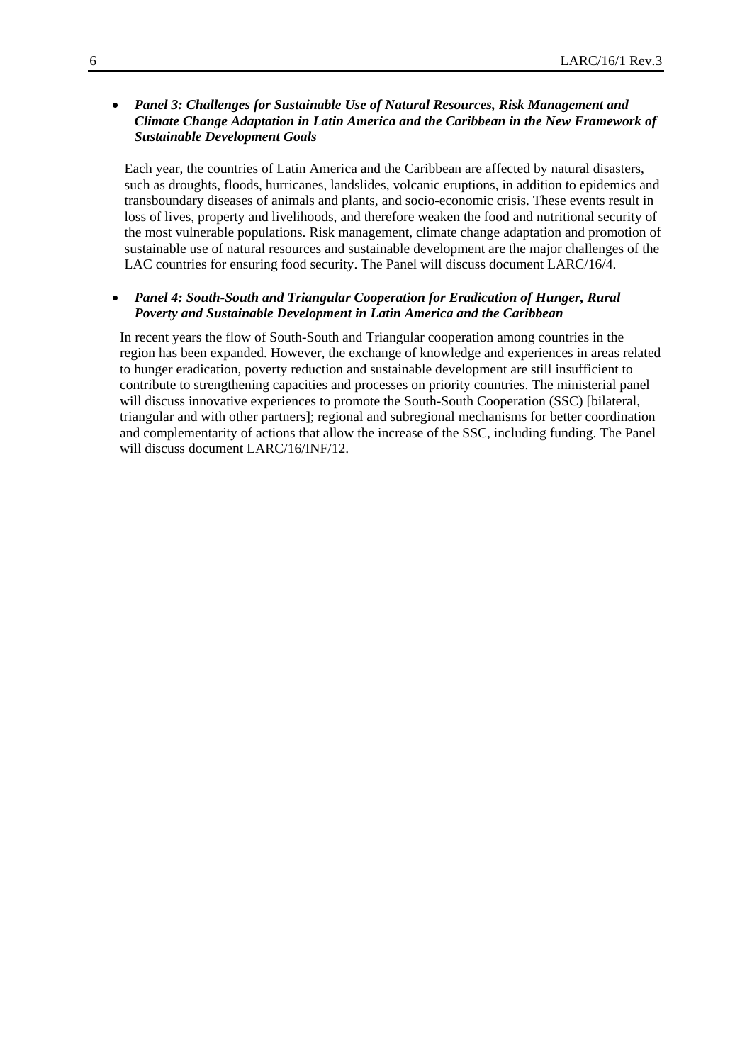- ***Panel 3: Challenges for Sustainable Use of Natural Resources, Risk Management and Climate Change Adaptation in Latin America and the Caribbean in the New Framework of Sustainable Development Goals***

  Each year, the countries of Latin America and the Caribbean are affected by natural disasters, such as droughts, floods, hurricanes, landslides, volcanic eruptions, in addition to epidemics and transboundary diseases of animals and plants, and socio-economic crisis. These events result in loss of lives, property and livelihoods, and therefore weaken the food and nutritional security of the most vulnerable populations. Risk management, climate change adaptation and promotion of sustainable use of natural resources and sustainable development are the major challenges of the LAC countries for ensuring food security. The Panel will discuss document LARC/16/4.

- ***Panel 4: South-South and Triangular Cooperation for Eradication of Hunger, Rural Poverty and Sustainable Development in Latin America and the Caribbean***

  In recent years the flow of South-South and Triangular cooperation among countries in the region has been expanded. However, the exchange of knowledge and experiences in areas related to hunger eradication, poverty reduction and sustainable development are still insufficient to contribute to strengthening capacities and processes on priority countries. The ministerial panel will discuss innovative experiences to promote the South-South Cooperation (SSC) [bilateral, triangular and with other partners]; regional and subregional mechanisms for better coordination and complementarity of actions that allow the increase of the SSC, including funding. The Panel will discuss document LARC/16/INF/12.